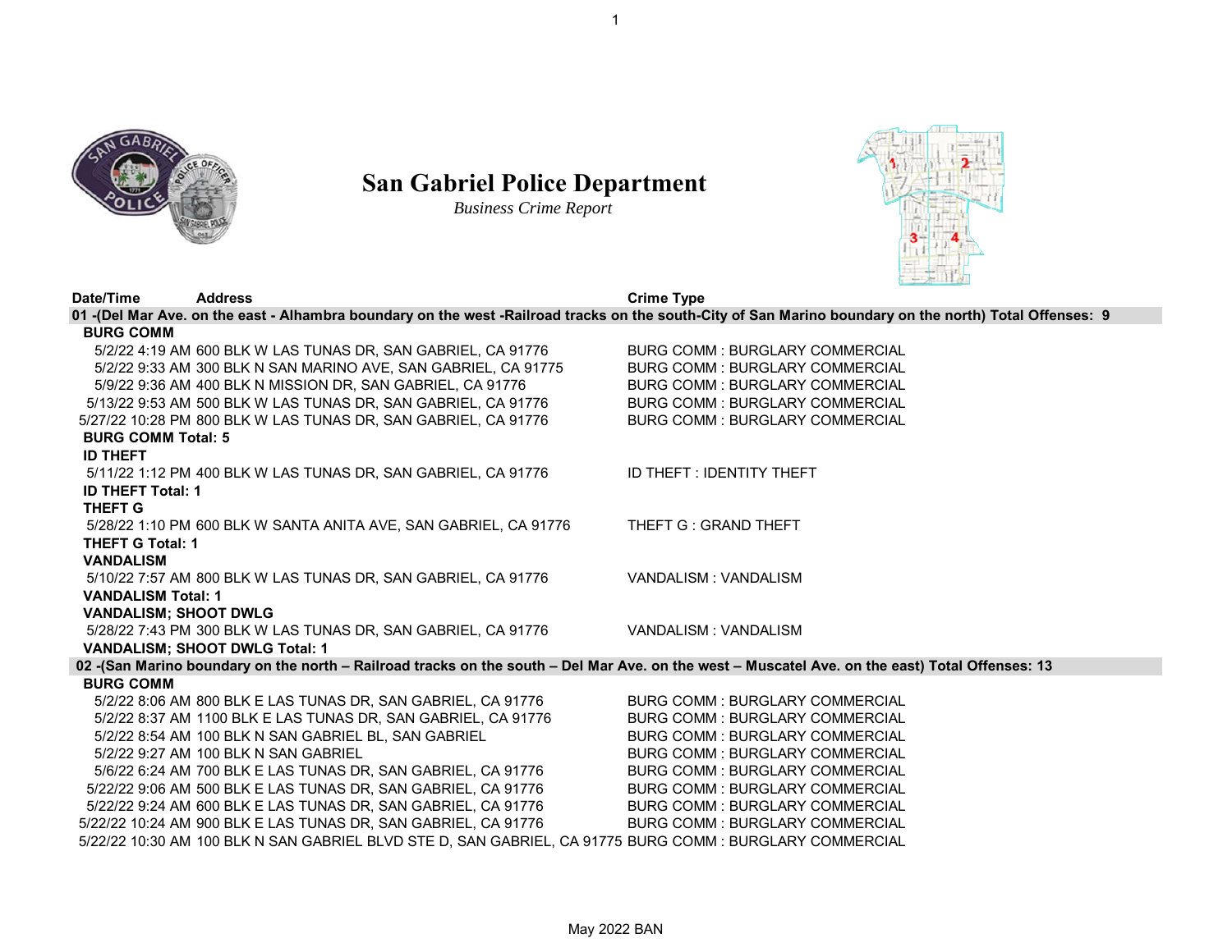# San Gabriel Police Department

*Business Crime Report*

| Date/Time | Address | Crime Type |
|---|---|---|
| **01 -(Del Mar Ave. on the east - Alhambra boundary on the west -Railroad tracks on the south-City of San Marino boundary on the north) Total Offenses: 9** | | |
| **BURG COMM** | | |
| 5/2/22 4:19 AM | 600 BLK W LAS TUNAS DR, SAN GABRIEL, CA 91776 | BURG COMM : BURGLARY COMMERCIAL |
| 5/2/22 9:33 AM | 300 BLK N SAN MARINO AVE, SAN GABRIEL, CA 91775 | BURG COMM : BURGLARY COMMERCIAL |
| 5/9/22 9:36 AM | 400 BLK N MISSION DR, SAN GABRIEL, CA 91776 | BURG COMM : BURGLARY COMMERCIAL |
| 5/13/22 9:53 AM | 500 BLK W LAS TUNAS DR, SAN GABRIEL, CA 91776 | BURG COMM : BURGLARY COMMERCIAL |
| 5/27/22 10:28 PM | 800 BLK W LAS TUNAS DR, SAN GABRIEL, CA 91776 | BURG COMM : BURGLARY COMMERCIAL |
| **BURG COMM Total: 5** | | |
| **ID THEFT** | | |
| 5/11/22 1:12 PM | 400 BLK W LAS TUNAS DR, SAN GABRIEL, CA 91776 | ID THEFT : IDENTITY THEFT |
| **ID THEFT Total: 1** | | |
| **THEFT G** | | |
| 5/28/22 1:10 PM | 600 BLK W SANTA ANITA AVE, SAN GABRIEL, CA 91776 | THEFT G : GRAND THEFT |
| **THEFT G Total: 1** | | |
| **VANDALISM** | | |
| 5/10/22 7:57 AM | 800 BLK W LAS TUNAS DR, SAN GABRIEL, CA 91776 | VANDALISM : VANDALISM |
| **VANDALISM Total: 1** | | |
| **VANDALISM; SHOOT DWLG** | | |
| 5/28/22 7:43 PM | 300 BLK W LAS TUNAS DR, SAN GABRIEL, CA 91776 | VANDALISM : VANDALISM |
| **VANDALISM; SHOOT DWLG Total: 1** | | |
| **02 -(San Marino boundary on the north – Railroad tracks on the south – Del Mar Ave. on the west – Muscatel Ave. on the east) Total Offenses: 13** | | |
| **BURG COMM** | | |
| 5/2/22 8:06 AM | 800 BLK E LAS TUNAS DR, SAN GABRIEL, CA 91776 | BURG COMM : BURGLARY COMMERCIAL |
| 5/2/22 8:37 AM | 1100 BLK E LAS TUNAS DR, SAN GABRIEL, CA 91776 | BURG COMM : BURGLARY COMMERCIAL |
| 5/2/22 8:54 AM | 100 BLK N SAN GABRIEL BL, SAN GABRIEL | BURG COMM : BURGLARY COMMERCIAL |
| 5/2/22 9:27 AM | 100 BLK N SAN GABRIEL | BURG COMM : BURGLARY COMMERCIAL |
| 5/6/22 6:24 AM | 700 BLK E LAS TUNAS DR, SAN GABRIEL, CA 91776 | BURG COMM : BURGLARY COMMERCIAL |
| 5/22/22 9:06 AM | 500 BLK E LAS TUNAS DR, SAN GABRIEL, CA 91776 | BURG COMM : BURGLARY COMMERCIAL |
| 5/22/22 9:24 AM | 600 BLK E LAS TUNAS DR, SAN GABRIEL, CA 91776 | BURG COMM : BURGLARY COMMERCIAL |
| 5/22/22 10:24 AM | 900 BLK E LAS TUNAS DR, SAN GABRIEL, CA 91776 | BURG COMM : BURGLARY COMMERCIAL |
| 5/22/22 10:30 AM | 100 BLK N SAN GABRIEL BLVD STE D, SAN GABRIEL, CA 91775 | BURG COMM : BURGLARY COMMERCIAL |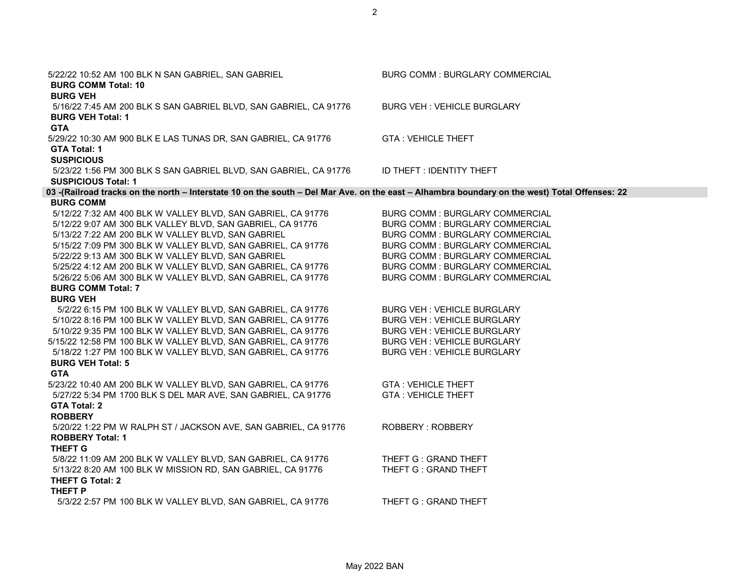5/22/22 10:52 AM 100 BLK N SAN GABRIEL, SAN GABRIEL — BURG COMM : BURGLARY COMMERCIAL

**BURG COMM Total: 10**

**BURG VEH**

5/16/22 7:45 AM 200 BLK S SAN GABRIEL BLVD, SAN GABRIEL, CA 91776 — BURG VEH : VEHICLE BURGLARY

**BURG VEH Total: 1**

**GTA**

5/29/22 10:30 AM 900 BLK E LAS TUNAS DR, SAN GABRIEL, CA 91776 — GTA : VEHICLE THEFT

**GTA Total: 1**

**SUSPICIOUS**

5/23/22 1:56 PM 300 BLK S SAN GABRIEL BLVD, SAN GABRIEL, CA 91776 — ID THEFT : IDENTITY THEFT

**SUSPICIOUS Total: 1**

## 03 -(Railroad tracks on the north – Interstate 10 on the south – Del Mar Ave. on the east – Alhambra boundary on the west) Total Offenses: 22

**BURG COMM**

| Date/Time | Location | Offense |
|---|---|---|
| 5/12/22 7:32 AM | 400 BLK W VALLEY BLVD, SAN GABRIEL, CA 91776 | BURG COMM : BURGLARY COMMERCIAL |
| 5/12/22 9:07 AM | 300 BLK VALLEY BLVD, SAN GABRIEL, CA 91776 | BURG COMM : BURGLARY COMMERCIAL |
| 5/13/22 7:22 AM | 200 BLK W VALLEY BLVD, SAN GABRIEL | BURG COMM : BURGLARY COMMERCIAL |
| 5/15/22 7:09 PM | 300 BLK W VALLEY BLVD, SAN GABRIEL, CA 91776 | BURG COMM : BURGLARY COMMERCIAL |
| 5/22/22 9:13 AM | 300 BLK W VALLEY BLVD, SAN GABRIEL | BURG COMM : BURGLARY COMMERCIAL |
| 5/25/22 4:12 AM | 200 BLK W VALLEY BLVD, SAN GABRIEL, CA 91776 | BURG COMM : BURGLARY COMMERCIAL |
| 5/26/22 5:06 AM | 300 BLK W VALLEY BLVD, SAN GABRIEL, CA 91776 | BURG COMM : BURGLARY COMMERCIAL |

**BURG COMM Total: 7**

**BURG VEH**

| Date/Time | Location | Offense |
|---|---|---|
| 5/2/22 6:15 PM | 100 BLK W VALLEY BLVD, SAN GABRIEL, CA 91776 | BURG VEH : VEHICLE BURGLARY |
| 5/10/22 8:16 PM | 100 BLK W VALLEY BLVD, SAN GABRIEL, CA 91776 | BURG VEH : VEHICLE BURGLARY |
| 5/10/22 9:35 PM | 100 BLK W VALLEY BLVD, SAN GABRIEL, CA 91776 | BURG VEH : VEHICLE BURGLARY |
| 5/15/22 12:58 PM | 100 BLK W VALLEY BLVD, SAN GABRIEL, CA 91776 | BURG VEH : VEHICLE BURGLARY |
| 5/18/22 1:27 PM | 100 BLK W VALLEY BLVD, SAN GABRIEL, CA 91776 | BURG VEH : VEHICLE BURGLARY |

**BURG VEH Total: 5**

**GTA**

| Date/Time | Location | Offense |
|---|---|---|
| 5/23/22 10:40 AM | 200 BLK W VALLEY BLVD, SAN GABRIEL, CA 91776 | GTA : VEHICLE THEFT |
| 5/27/22 5:34 PM | 1700 BLK S DEL MAR AVE, SAN GABRIEL, CA 91776 | GTA : VEHICLE THEFT |

**GTA Total: 2**

**ROBBERY**

5/20/22 1:22 PM W RALPH ST / JACKSON AVE, SAN GABRIEL, CA 91776 — ROBBERY : ROBBERY

**ROBBERY Total: 1**

**THEFT G**

| Date/Time | Location | Offense |
|---|---|---|
| 5/8/22 11:09 AM | 200 BLK W VALLEY BLVD, SAN GABRIEL, CA 91776 | THEFT G : GRAND THEFT |
| 5/13/22 8:20 AM | 100 BLK W MISSION RD, SAN GABRIEL, CA 91776 | THEFT G : GRAND THEFT |

**THEFT G Total: 2**

**THEFT P**

5/3/22 2:57 PM 100 BLK W VALLEY BLVD, SAN GABRIEL, CA 91776 — THEFT G : GRAND THEFT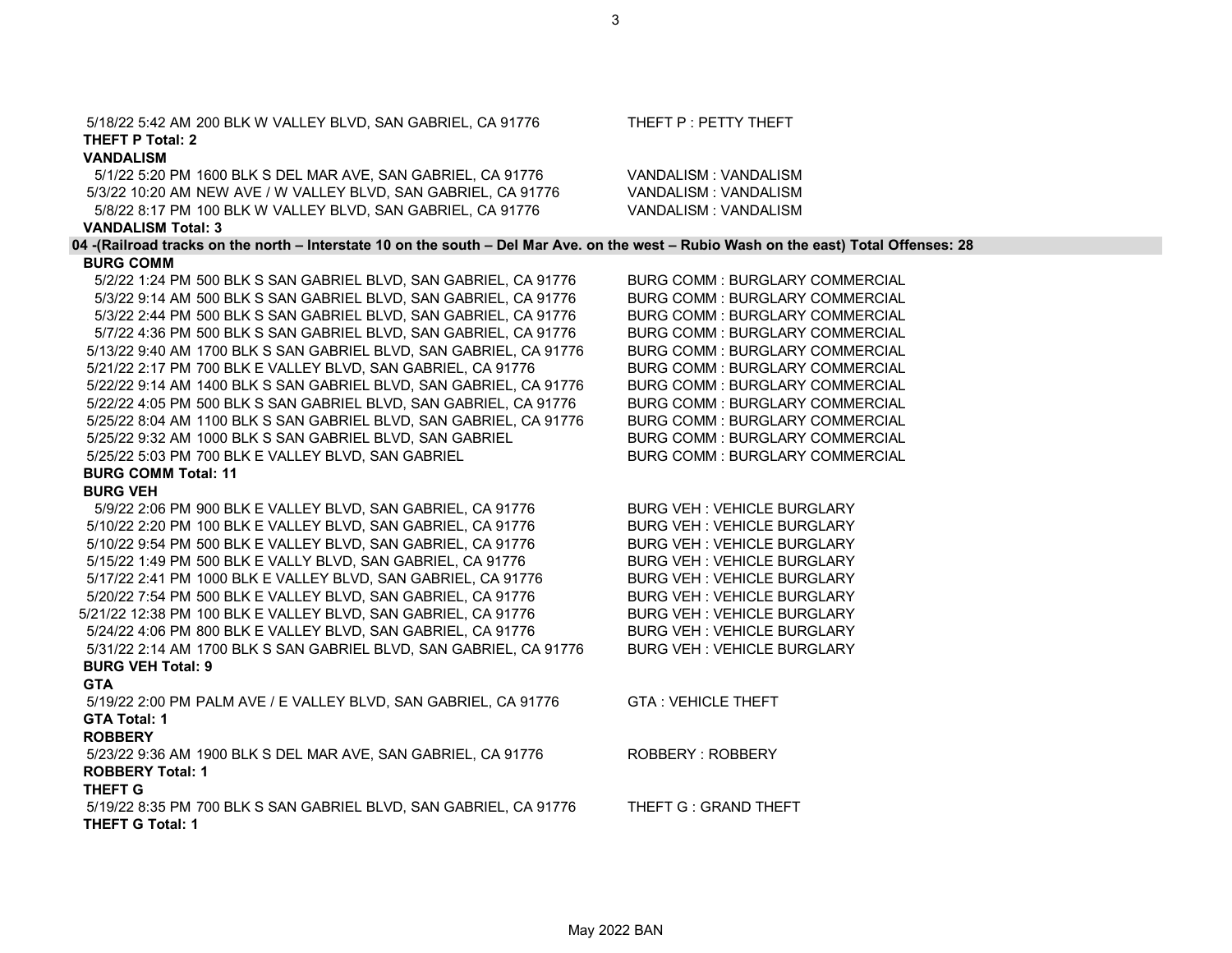5/18/22 5:42 AM 200 BLK W VALLEY BLVD, SAN GABRIEL, CA 91776 — THEFT P : PETTY THEFT

**THEFT P Total: 2**

**VANDALISM**

| Date/Time | Location | Offense |
|---|---|---|
| 5/1/22 5:20 PM | 1600 BLK S DEL MAR AVE, SAN GABRIEL, CA 91776 | VANDALISM : VANDALISM |
| 5/3/22 10:20 AM | NEW AVE / W VALLEY BLVD, SAN GABRIEL, CA 91776 | VANDALISM : VANDALISM |
| 5/8/22 8:17 PM | 100 BLK W VALLEY BLVD, SAN GABRIEL, CA 91776 | VANDALISM : VANDALISM |

**VANDALISM Total: 3**

## 04 -(Railroad tracks on the north – Interstate 10 on the south – Del Mar Ave. on the west – Rubio Wash on the east) Total Offenses: 28

**BURG COMM**

| Date/Time | Location | Offense |
|---|---|---|
| 5/2/22 1:24 PM | 500 BLK S SAN GABRIEL BLVD, SAN GABRIEL, CA 91776 | BURG COMM : BURGLARY COMMERCIAL |
| 5/3/22 9:14 AM | 500 BLK S SAN GABRIEL BLVD, SAN GABRIEL, CA 91776 | BURG COMM : BURGLARY COMMERCIAL |
| 5/3/22 2:44 PM | 500 BLK S SAN GABRIEL BLVD, SAN GABRIEL, CA 91776 | BURG COMM : BURGLARY COMMERCIAL |
| 5/7/22 4:36 PM | 500 BLK S SAN GABRIEL BLVD, SAN GABRIEL, CA 91776 | BURG COMM : BURGLARY COMMERCIAL |
| 5/13/22 9:40 AM | 1700 BLK S SAN GABRIEL BLVD, SAN GABRIEL, CA 91776 | BURG COMM : BURGLARY COMMERCIAL |
| 5/21/22 2:17 PM | 700 BLK E VALLEY BLVD, SAN GABRIEL, CA 91776 | BURG COMM : BURGLARY COMMERCIAL |
| 5/22/22 9:14 AM | 1400 BLK S SAN GABRIEL BLVD, SAN GABRIEL, CA 91776 | BURG COMM : BURGLARY COMMERCIAL |
| 5/22/22 4:05 PM | 500 BLK S SAN GABRIEL BLVD, SAN GABRIEL, CA 91776 | BURG COMM : BURGLARY COMMERCIAL |
| 5/25/22 8:04 AM | 1100 BLK S SAN GABRIEL BLVD, SAN GABRIEL, CA 91776 | BURG COMM : BURGLARY COMMERCIAL |
| 5/25/22 9:32 AM | 1000 BLK S SAN GABRIEL BLVD, SAN GABRIEL | BURG COMM : BURGLARY COMMERCIAL |
| 5/25/22 5:03 PM | 700 BLK E VALLEY BLVD, SAN GABRIEL | BURG COMM : BURGLARY COMMERCIAL |

**BURG COMM Total: 11**

**BURG VEH**

| Date/Time | Location | Offense |
|---|---|---|
| 5/9/22 2:06 PM | 900 BLK E VALLEY BLVD, SAN GABRIEL, CA 91776 | BURG VEH : VEHICLE BURGLARY |
| 5/10/22 2:20 PM | 100 BLK E VALLEY BLVD, SAN GABRIEL, CA 91776 | BURG VEH : VEHICLE BURGLARY |
| 5/10/22 9:54 PM | 500 BLK E VALLEY BLVD, SAN GABRIEL, CA 91776 | BURG VEH : VEHICLE BURGLARY |
| 5/15/22 1:49 PM | 500 BLK E VALLY BLVD, SAN GABRIEL, CA 91776 | BURG VEH : VEHICLE BURGLARY |
| 5/17/22 2:41 PM | 1000 BLK E VALLEY BLVD, SAN GABRIEL, CA 91776 | BURG VEH : VEHICLE BURGLARY |
| 5/20/22 7:54 PM | 500 BLK E VALLEY BLVD, SAN GABRIEL, CA 91776 | BURG VEH : VEHICLE BURGLARY |
| 5/21/22 12:38 PM | 100 BLK E VALLEY BLVD, SAN GABRIEL, CA 91776 | BURG VEH : VEHICLE BURGLARY |
| 5/24/22 4:06 PM | 800 BLK E VALLEY BLVD, SAN GABRIEL, CA 91776 | BURG VEH : VEHICLE BURGLARY |
| 5/31/22 2:14 AM | 1700 BLK S SAN GABRIEL BLVD, SAN GABRIEL, CA 91776 | BURG VEH : VEHICLE BURGLARY |

**BURG VEH Total: 9**

**GTA**

| Date/Time | Location | Offense |
|---|---|---|
| 5/19/22 2:00 PM | PALM AVE / E VALLEY BLVD, SAN GABRIEL, CA 91776 | GTA : VEHICLE THEFT |

**GTA Total: 1**

**ROBBERY**

| Date/Time | Location | Offense |
|---|---|---|
| 5/23/22 9:36 AM | 1900 BLK S DEL MAR AVE, SAN GABRIEL, CA 91776 | ROBBERY : ROBBERY |

**ROBBERY Total: 1**

**THEFT G**

| Date/Time | Location | Offense |
|---|---|---|
| 5/19/22 8:35 PM | 700 BLK S SAN GABRIEL BLVD, SAN GABRIEL, CA 91776 | THEFT G : GRAND THEFT |

**THEFT G Total: 1**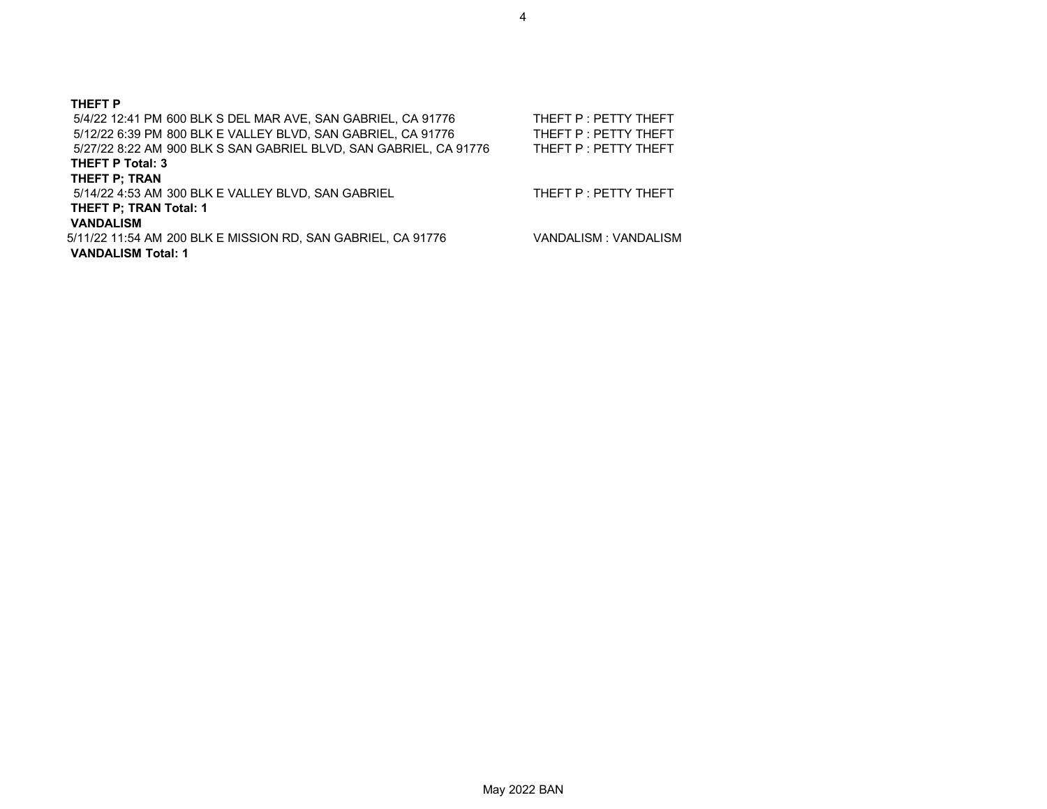**THEFT P**

| | | |
|---|---|---|
| 5/4/22 12:41 PM | 600 BLK S DEL MAR AVE, SAN GABRIEL, CA 91776 | THEFT P : PETTY THEFT |
| 5/12/22 6:39 PM | 800 BLK E VALLEY BLVD, SAN GABRIEL, CA 91776 | THEFT P : PETTY THEFT |
| 5/27/22 8:22 AM | 900 BLK S SAN GABRIEL BLVD, SAN GABRIEL, CA 91776 | THEFT P : PETTY THEFT |

**THEFT P Total: 3**

**THEFT P; TRAN**

| | | |
|---|---|---|
| 5/14/22 4:53 AM | 300 BLK E VALLEY BLVD, SAN GABRIEL | THEFT P : PETTY THEFT |

**THEFT P; TRAN Total: 1**

**VANDALISM**

| | | |
|---|---|---|
| 5/11/22 11:54 AM | 200 BLK E MISSION RD, SAN GABRIEL, CA 91776 | VANDALISM : VANDALISM |

**VANDALISM Total: 1**

May 2022 BAN